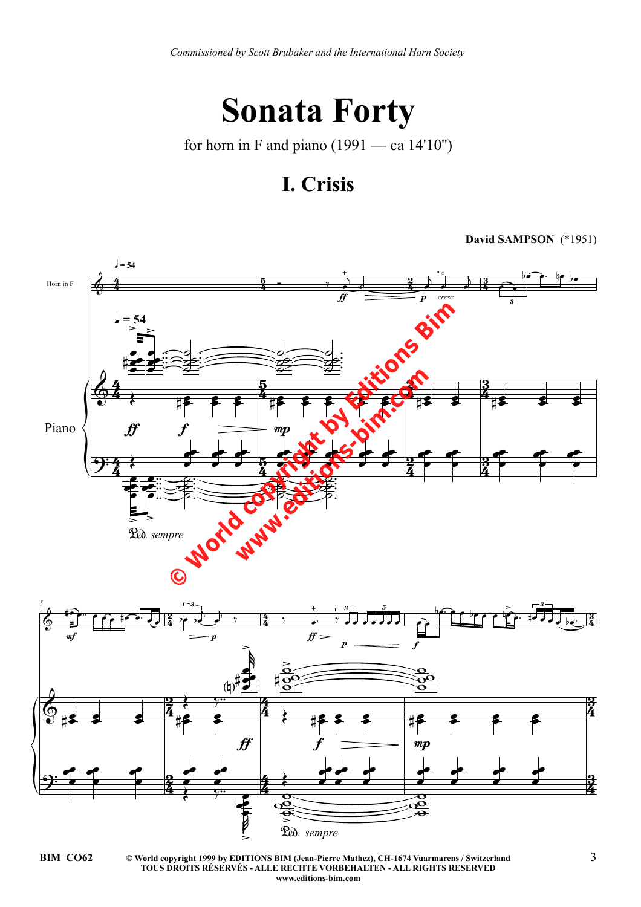*Commissioned by Scott Brubaker and the International Horn Society*

# Sonata Forty

for horn in F and piano (1991 — ca 14'10")

## I. Crisis

**David SAMPSON** (*1951)

**BIM CO62**

**© World copyright 1999 by EDITIONS BIM (Jean-Pierre Mathez), CH-1674 Vuarmarens / Switzerland**
**TOUS DROITS RÉSERVÉS - ALLE RECHTE VORBEHALTEN - ALL RIGHTS RESERVED**
**www.editions-bim.com**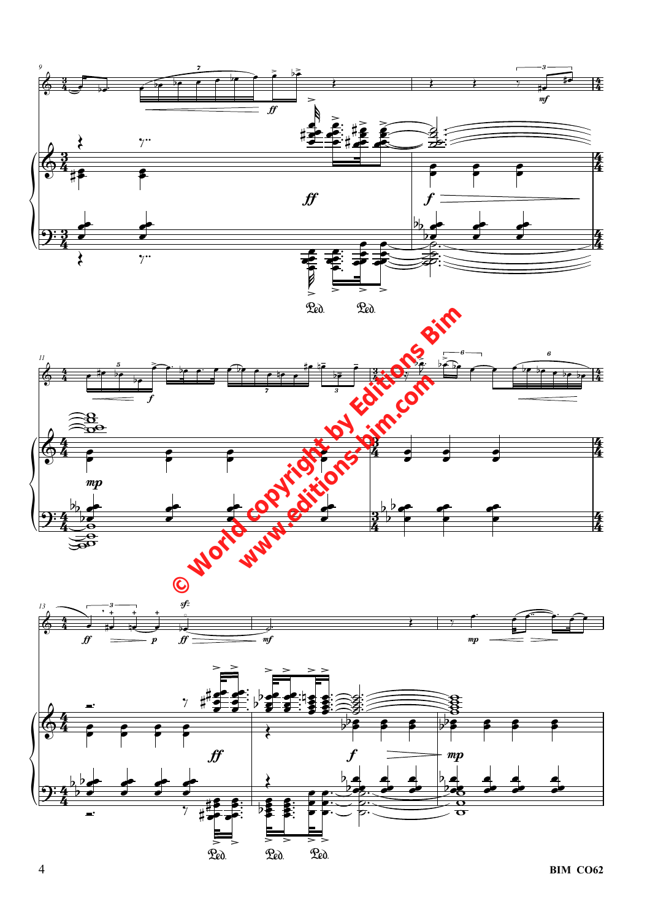© World copyright by Editions Bim
www.editions-bim.com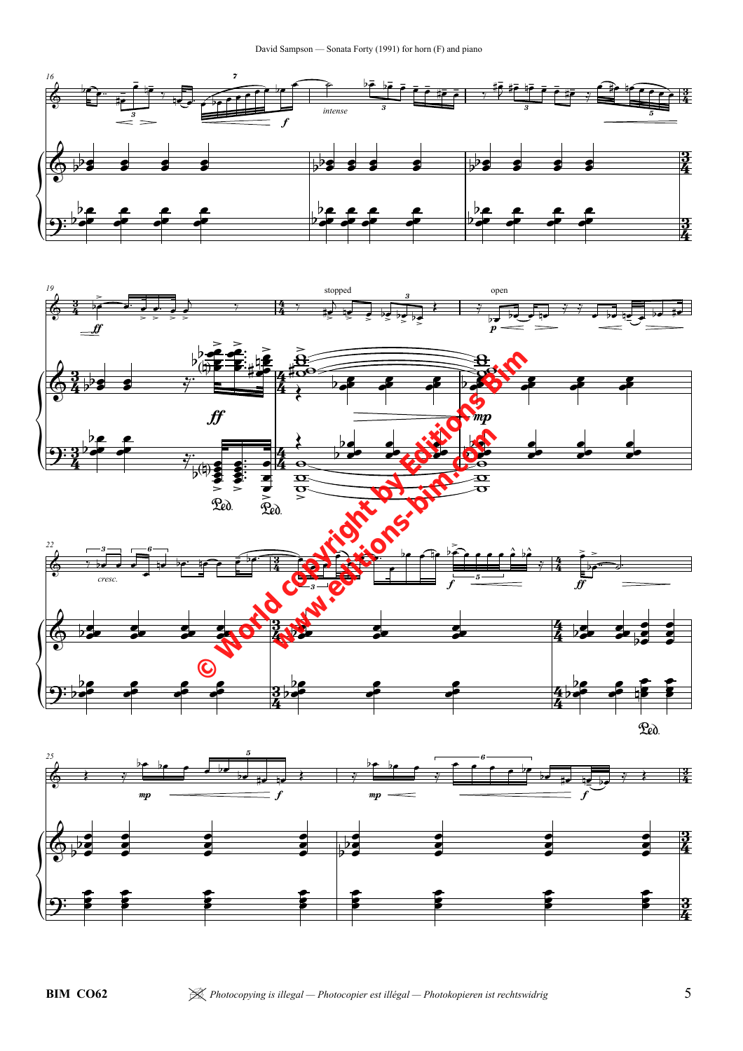*intense*

stopped

open

*cresc.*

© World copyright by Editions Bim
www.editions-bim.com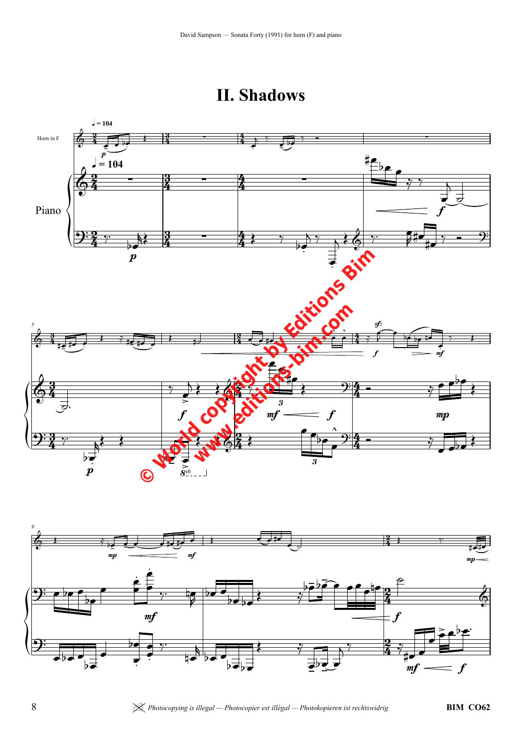# II. Shadows

♩ = 104

Horn in F

Piano

© World copyright by Editions Bim
www.editions-bim.com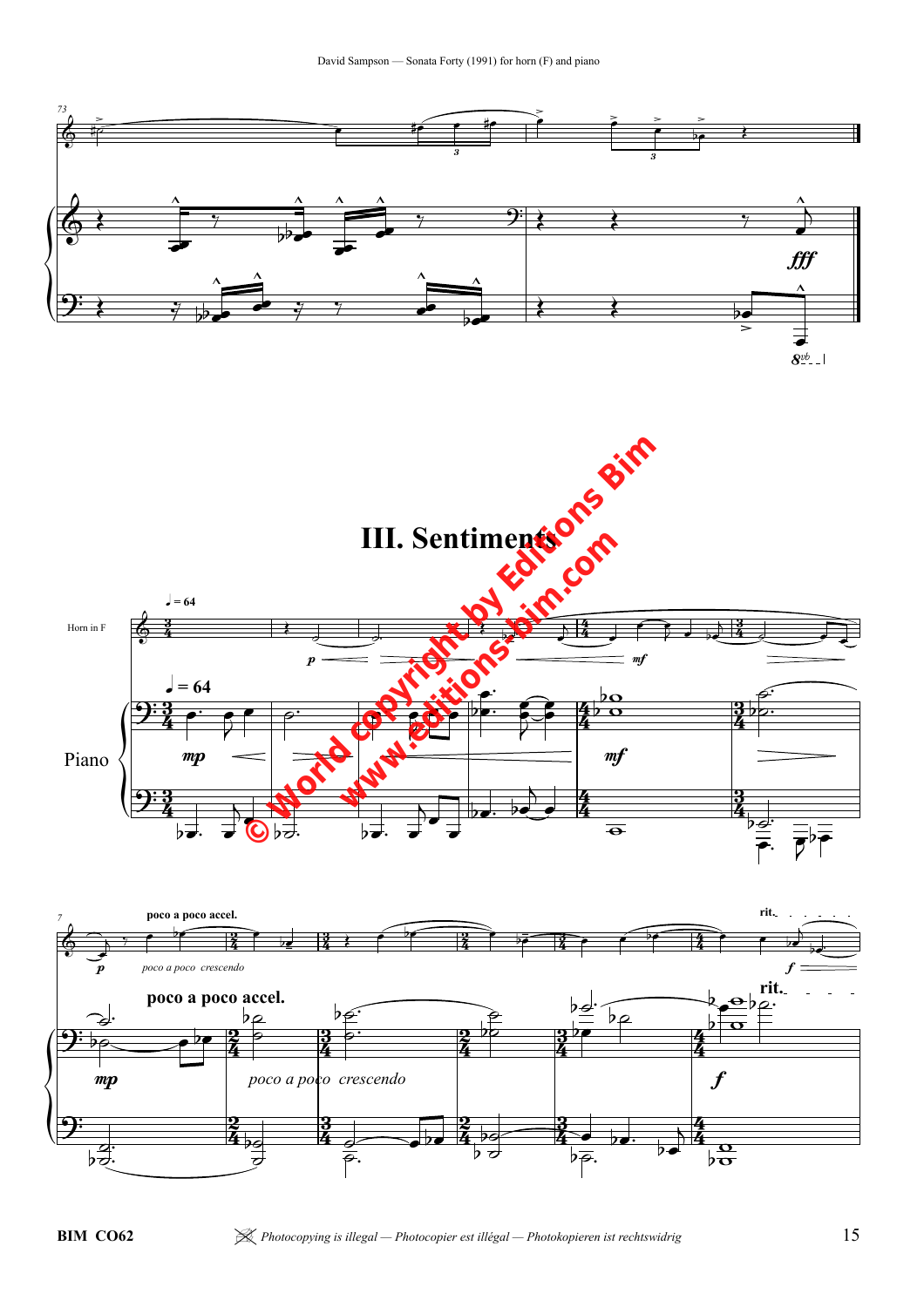# III. Sentiments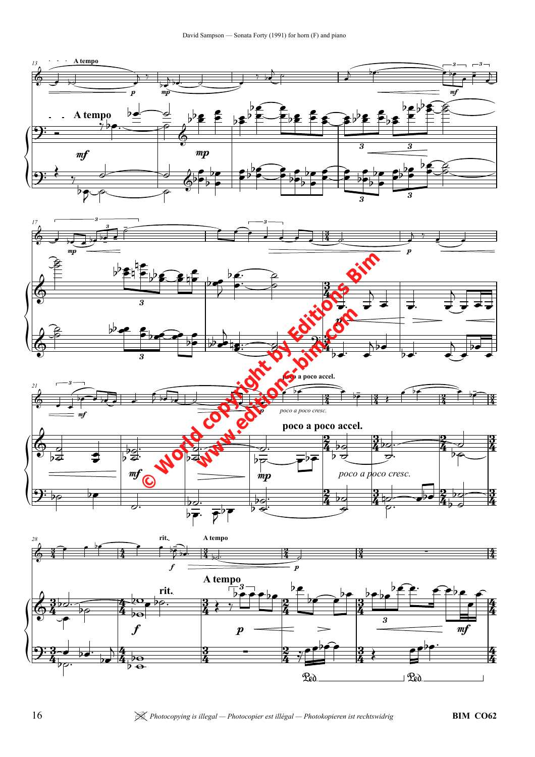A tempo

poco a poco accel.

*poco a poco cresc.*

rit.

A tempo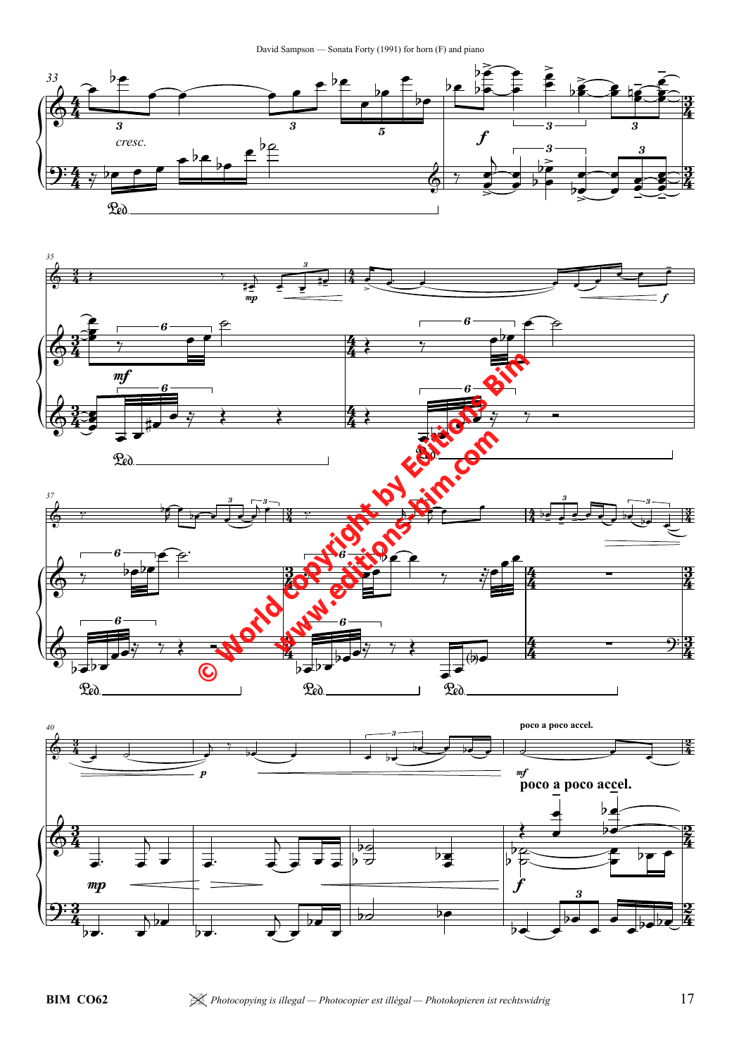cresc.

*f*

*mp*

*mf*

*f*

© World copyright by Editions Bim
www.editions-bim.com

*p*

poco a poco accel.

*mf*

**poco a poco accel.**

*mp*

*f*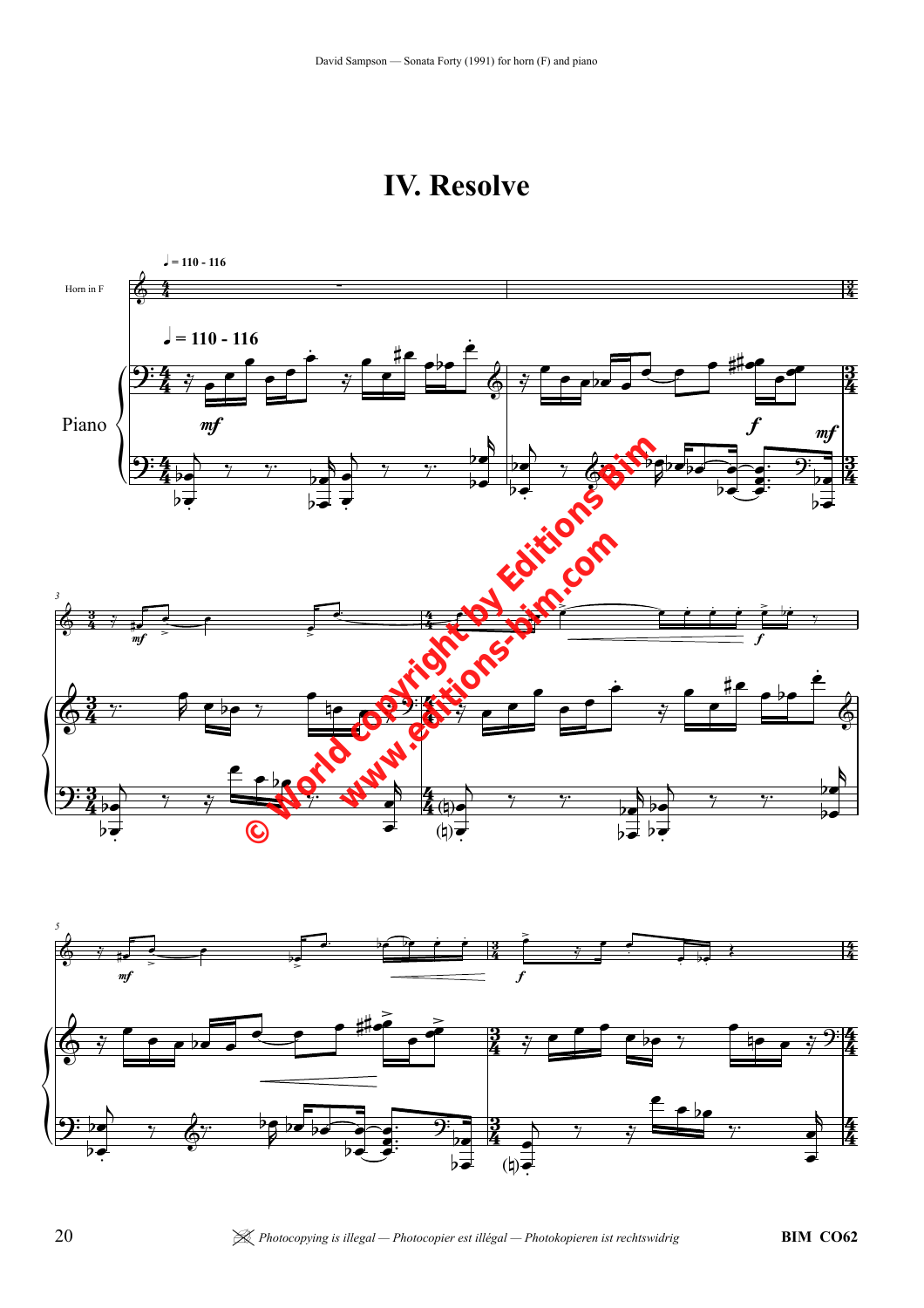# IV. Resolve